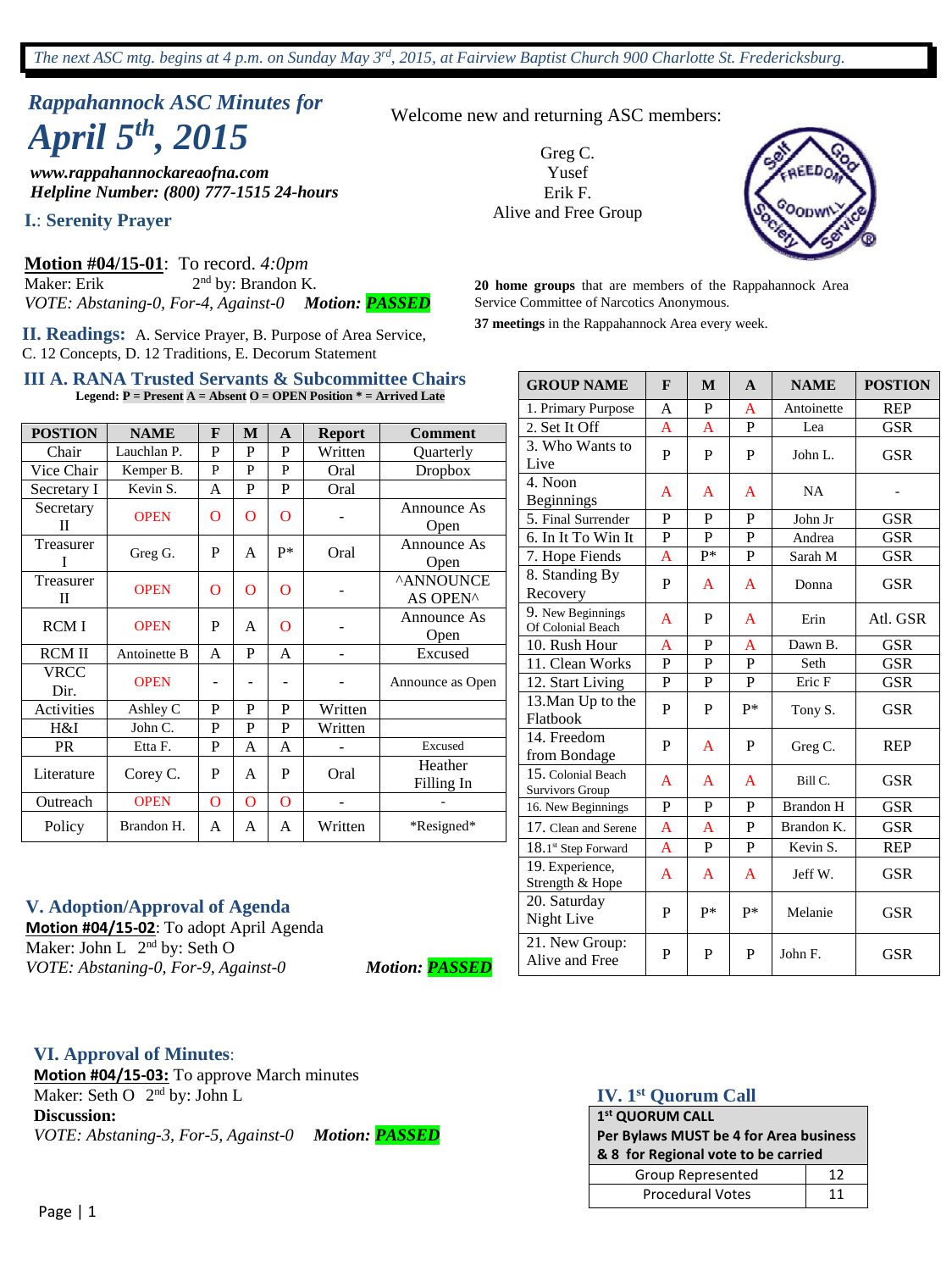*The next ASC mtg. begins at 4 p.m. on Sunday May 3rd, 2015, at Fairview Baptist Church 900 Charlotte St. Fredericksburg.*

## *Rappahannock ASC Minutes for*

# *April 5th, 2015*

***www.rappahannockareaofna.com***
***Helpline Number: (800) 777-1515 24-hours***

Welcome new and returning ASC members:

Greg C.
Yusef
Erik F.
Alive and Free Group

**20 home groups** that are members of the Rappahannock Area Service Committee of Narcotics Anonymous.

**37 meetings** in the Rappahannock Area every week.

### I.: Serenity Prayer

**Motion #04/15-01**: To record. *4:0pm*
Maker: Erik 2nd by: Brandon K.
*VOTE: Abstaining-0, For-4, Against-0* ***Motion: PASSED***

### II. Readings:

A. Service Prayer, B. Purpose of Area Service, C. 12 Concepts, D. 12 Traditions, E. Decorum Statement

### III A. RANA Trusted Servants & Subcommittee Chairs

**Legend: P = Present A = Absent O = OPEN Position * = Arrived Late**

| POSTION | NAME | F | M | A | Report | Comment |
|---|---|---|---|---|---|---|
| Chair | Lauchlan P. | P | P | P | Written | Quarterly |
| Vice Chair | Kemper B. | P | P | P | Oral | Dropbox |
| Secretary I | Kevin S. | A | P | P | Oral | |
| Secretary II | OPEN | O | O | O | - | Announce As Open |
| Treasurer I | Greg G. | P | A | P* | Oral | Announce As Open |
| Treasurer II | OPEN | O | O | O | - | ^ANNOUNCE AS OPEN^ |
| RCM I | OPEN | P | A | O | - | Announce As Open |
| RCM II | Antoinette B | A | P | A | - | Excused |
| VRCC Dir. | OPEN | - | - | - | - | Announce as Open |
| Activities | Ashley C | P | P | P | Written | |
| H&I | John C. | P | P | P | Written | |
| PR | Etta F. | P | A | A | - | Excused |
| Literature | Corey C. | P | A | P | Oral | Heather Filling In |
| Outreach | OPEN | O | O | O | - | - |
| Policy | Brandon H. | A | A | A | Written | *Resigned* |

| GROUP NAME | F | M | A | NAME | POSTION |
|---|---|---|---|---|---|
| 1. Primary Purpose | A | P | A | Antoinette | REP |
| 2. Set It Off | A | A | P | Lea | GSR |
| 3. Who Wants to Live | P | P | P | John L. | GSR |
| 4. Noon Beginnings | A | A | A | NA | - |
| 5. Final Surrender | P | P | P | John Jr | GSR |
| 6. In It To Win It | P | P | P | Andrea | GSR |
| 7. Hope Fiends | A | P* | P | Sarah M | GSR |
| 8. Standing By Recovery | P | A | A | Donna | GSR |
| 9. New Beginnings Of Colonial Beach | A | P | A | Erin | Atl. GSR |
| 10. Rush Hour | A | P | A | Dawn B. | GSR |
| 11. Clean Works | P | P | P | Seth | GSR |
| 12. Start Living | P | P | P | Eric F | GSR |
| 13.Man Up to the Flatbook | P | P | P* | Tony S. | GSR |
| 14. Freedom from Bondage | P | A | P | Greg C. | REP |
| 15. Colonial Beach Survivors Group | A | A | A | Bill C. | GSR |
| 16. New Beginnings | P | P | P | Brandon H | GSR |
| 17. Clean and Serene | A | A | P | Brandon K. | GSR |
| 18.1st Step Forward | A | P | P | Kevin S. | REP |
| 19. Experience, Strength & Hope | A | A | A | Jeff W. | GSR |
| 20. Saturday Night Live | P | P* | P* | Melanie | GSR |
| 21. New Group: Alive and Free | P | P | P | John F. | GSR |

### IV. 1st Quorum Call

| 1st QUORUM CALL Per Bylaws MUST be 4 for Area business & 8 for Regional vote to be carried | |
|---|---|
| Group Represented | 12 |
| Procedural Votes | 11 |

### V. Adoption/Approval of Agenda

**Motion #04/15-02**: To adopt April Agenda
Maker: John L 2nd by: Seth O
*VOTE: Abstaining-0, For-9, Against-0* ***Motion: PASSED***

### VI. Approval of Minutes:

**Motion #04/15-03:** To approve March minutes
Maker: Seth O 2nd by: John L
**Discussion:**
*VOTE: Abstaining-3, For-5, Against-0* ***Motion: PASSED***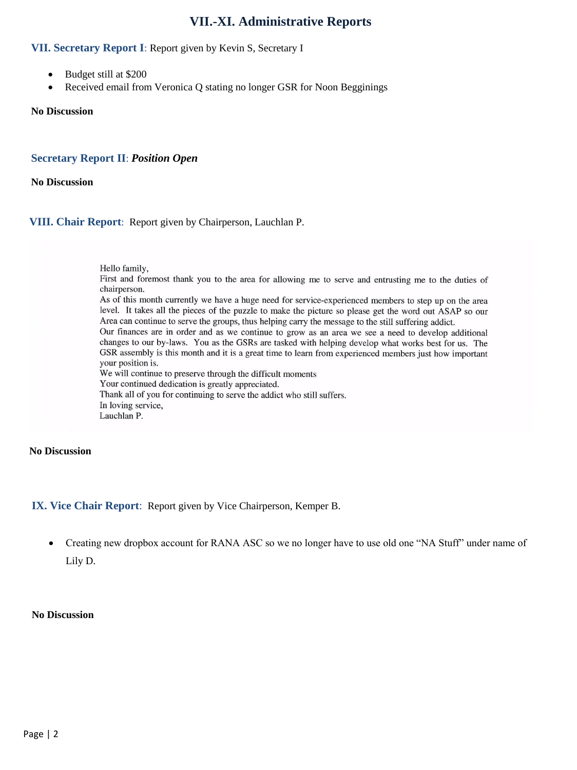# VII.-XI. Administrative Reports

## VII. Secretary Report I: Report given by Kevin S, Secretary I

- Budget still at $200
- Received email from Veronica Q stating no longer GSR for Noon Begginings

**No Discussion**

## Secretary Report II: ***Position Open***

**No Discussion**

## VIII. Chair Report: Report given by Chairperson, Lauchlan P.

Hello family,

First and foremost thank you to the area for allowing me to serve and entrusting me to the duties of chairperson.

As of this month currently we have a huge need for service-experienced members to step up on the area level. It takes all the pieces of the puzzle to make the picture so please get the word out ASAP so our Area can continue to serve the groups, thus helping carry the message to the still suffering addict.

Our finances are in order and as we continue to grow as an area we see a need to develop additional changes to our by-laws. You as the GSRs are tasked with helping develop what works best for us. The GSR assembly is this month and it is a great time to learn from experienced members just how important your position is.

We will continue to preserve through the difficult moments

Your continued dedication is greatly appreciated.

Thank all of you for continuing to serve the addict who still suffers.

In loving service,

Lauchlan P.

**No Discussion**

## IX. Vice Chair Report: Report given by Vice Chairperson, Kemper B.

- Creating new dropbox account for RANA ASC so we no longer have to use old one "NA Stuff" under name of Lily D.

**No Discussion**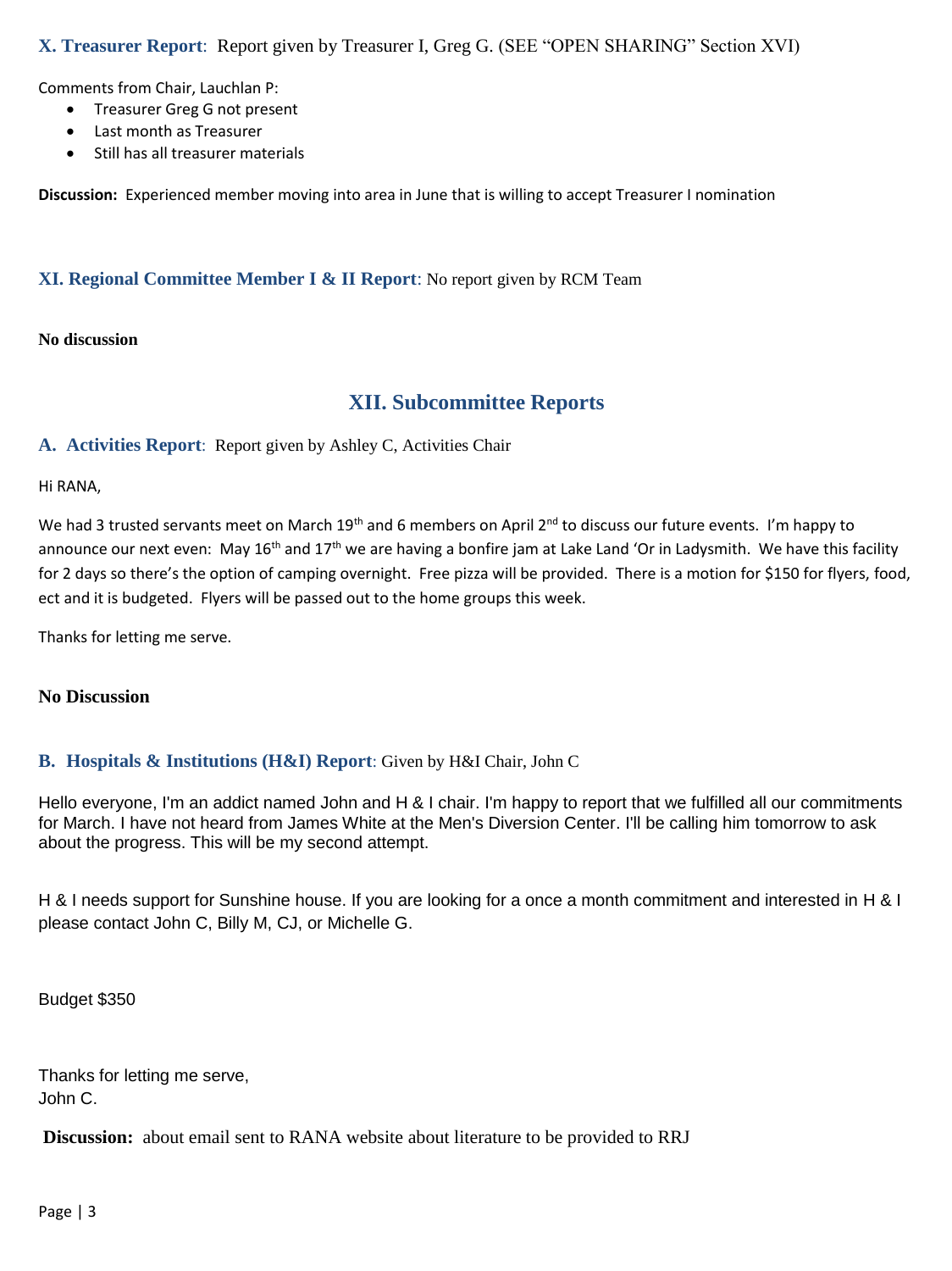**X. Treasurer Report**: Report given by Treasurer I, Greg G. (SEE "OPEN SHARING" Section XVI)

Comments from Chair, Lauchlan P:

- Treasurer Greg G not present
- Last month as Treasurer
- Still has all treasurer materials

**Discussion:** Experienced member moving into area in June that is willing to accept Treasurer I nomination

**XI. Regional Committee Member I & II Report**: No report given by RCM Team

**No discussion**

## XII. Subcommittee Reports

**A. Activities Report**: Report given by Ashley C, Activities Chair

Hi RANA,

We had 3 trusted servants meet on March 19th and 6 members on April 2nd to discuss our future events. I'm happy to announce our next even: May 16th and 17th we are having a bonfire jam at Lake Land 'Or in Ladysmith. We have this facility for 2 days so there's the option of camping overnight. Free pizza will be provided. There is a motion for $150 for flyers, food, ect and it is budgeted. Flyers will be passed out to the home groups this week.

Thanks for letting me serve.

**No Discussion**

**B. Hospitals & Institutions (H&I) Report**: Given by H&I Chair, John C

Hello everyone, I'm an addict named John and H & I chair. I'm happy to report that we fulfilled all our commitments for March. I have not heard from James White at the Men's Diversion Center. I'll be calling him tomorrow to ask about the progress. This will be my second attempt.

H & I needs support for Sunshine house. If you are looking for a once a month commitment and interested in H & I please contact John C, Billy M, CJ, or Michelle G.

Budget $350

Thanks for letting me serve,
John C.

**Discussion:** about email sent to RANA website about literature to be provided to RRJ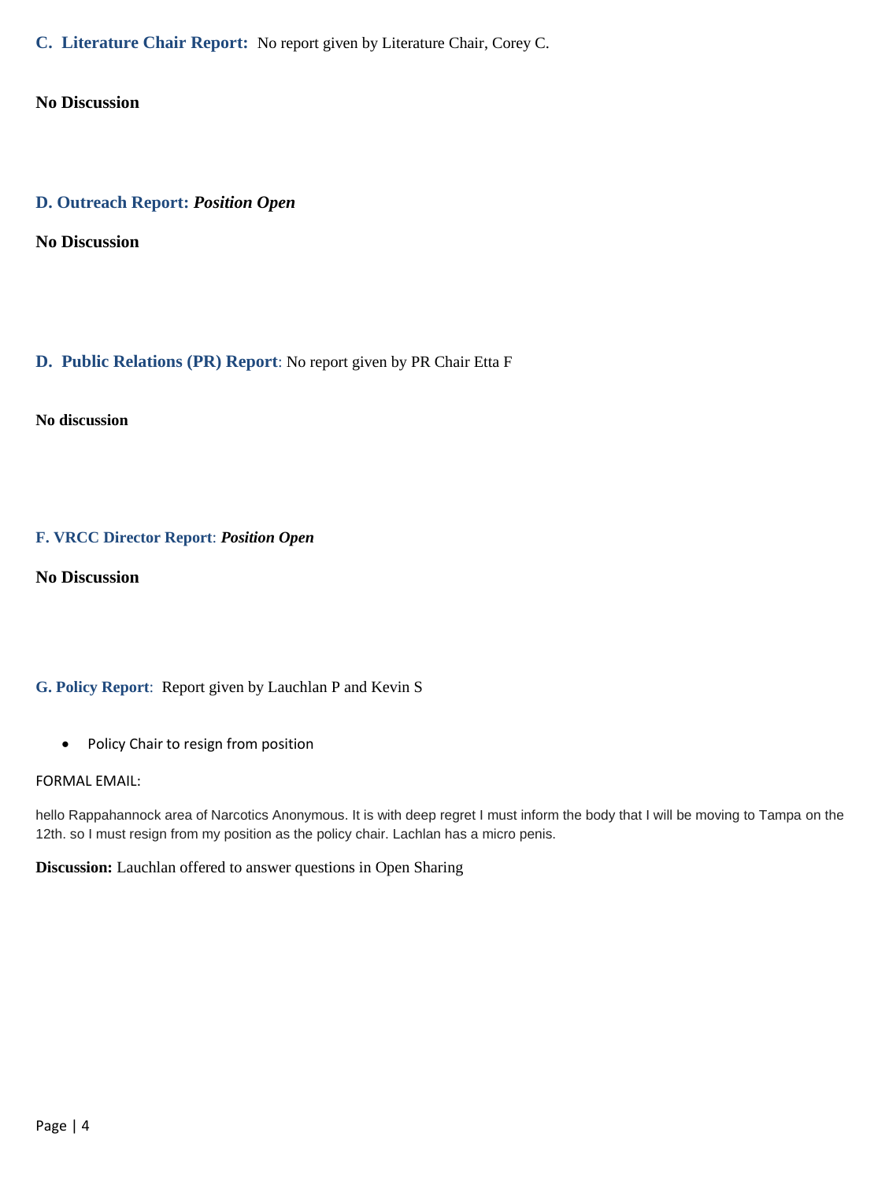### C. Literature Chair Report: No report given by Literature Chair, Corey C.

**No Discussion**

### D. Outreach Report: ***Position Open***

**No Discussion**

### D. Public Relations (PR) Report: No report given by PR Chair Etta F

**No discussion**

### F. VRCC Director Report: ***Position Open***

**No Discussion**

### G. Policy Report: Report given by Lauchlan P and Kevin S

- Policy Chair to resign from position

FORMAL EMAIL:

hello Rappahannock area of Narcotics Anonymous. It is with deep regret I must inform the body that I will be moving to Tampa on the 12th. so I must resign from my position as the policy chair. Lachlan has a micro penis.

**Discussion:** Lauchlan offered to answer questions in Open Sharing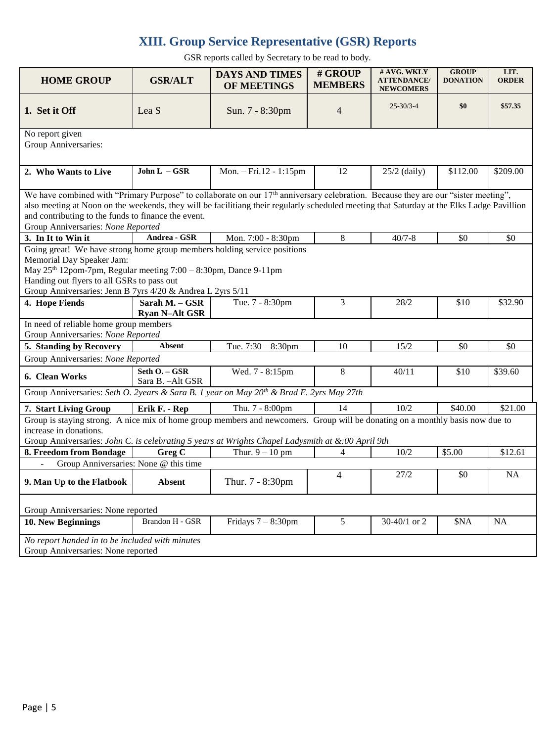## XIII. Group Service Representative (GSR) Reports

GSR reports called by Secretary to be read to body.

| HOME GROUP | GSR/ALT | DAYS AND TIMES OF MEETINGS | # GROUP MEMBERS | # AVG. WKLY ATTENDANCE/ NEWCOMERS | GROUP DONATION | LIT. ORDER |
|---|---|---|---|---|---|---|
| **1. Set it Off** | Lea S | Sun. 7 - 8:30pm | 4 | 25-30/3-4 | **$0** | **$57.35** |
| No report given<br>Group Anniversaries: | | | | | | |
| **2. Who Wants to Live** | **John L – GSR** | Mon. – Fri.12 - 1:15pm | 12 | 25/2 (daily) | $112.00 | $209.00 |
| We have combined with "Primary Purpose" to collaborate on our 17th anniversary celebration. Because they are our "sister meeting", also meeting at Noon on the weekends, they will be facilitiang their regularly scheduled meeting that Saturday at the Elks Ladge Pavillion and contributing to the funds to finance the event.<br>Group Anniversaries: *None Reported* | | | | | | |
| **3. In It to Win it** | **Andrea - GSR** | Mon. 7:00 - 8:30pm | 8 | 40/7-8 | $0 | $0 |
| Going great! We have strong home group members holding service positions<br>Memorial Day Speaker Jam:<br>May 25th 12pom-7pm, Regular meeting 7:00 – 8:30pm, Dance 9-11pm<br>Handing out flyers to all GSRs to pass out<br>Group Anniversaries: Jenn B 7yrs 4/20 & Andrea L 2yrs 5/11 | | | | | | |
| **4. Hope Fiends** | **Sarah M. – GSR**<br>**Ryan N–Alt GSR** | Tue. 7 - 8:30pm | 3 | 28/2 | $10 | $32.90 |
| In need of reliable home group members<br>Group Anniversaries: *None Reported* | | | | | | |
| **5. Standing by Recovery** | **Absent** | Tue. 7:30 – 8:30pm | 10 | 15/2 | $0 | $0 |
| Group Anniversaries: *None Reported* | | | | | | |
| **6. Clean Works** | **Seth O. – GSR**<br>Sara B. –Alt GSR | Wed. 7 - 8:15pm | 8 | 40/11 | $10 | $39.60 |
| Group Anniversaries: *Seth O. 2years & Sara B. 1 year on May 20th & Brad E. 2yrs May 27th* | | | | | | |
| **7. Start Living Group** | **Erik F. - Rep** | Thu. 7 - 8:00pm | 14 | 10/2 | $40.00 | $21.00 |
| Group is staying strong. A nice mix of home group members and newcomers. Group will be donating on a monthly basis now due to increase in donations.<br>Group Anniversaries: *John C. is celebrating 5 years at Wrights Chapel Ladysmith at &:00 April 9th* | | | | | | |
| **8. Freedom from Bondage** | **Greg C** | Thur. 9 – 10 pm | 4 | 10/2 | $5.00 | $12.61 |
| - Group Anniversaries: None @ this time | | | | | | |
| **9. Man Up to the Flatbook** | **Absent** | Thur. 7 - 8:30pm | 4 | 27/2 | $0 | NA |
| Group Anniversaries: None reported | | | | | | |
| **10. New Beginnings** | Brandon H - GSR | Fridays 7 – 8:30pm | 5 | 30-40/1 or 2 | $NA | NA |
| *No report handed in to be included with minutes*<br>Group Anniversaries: None reported | | | | | | |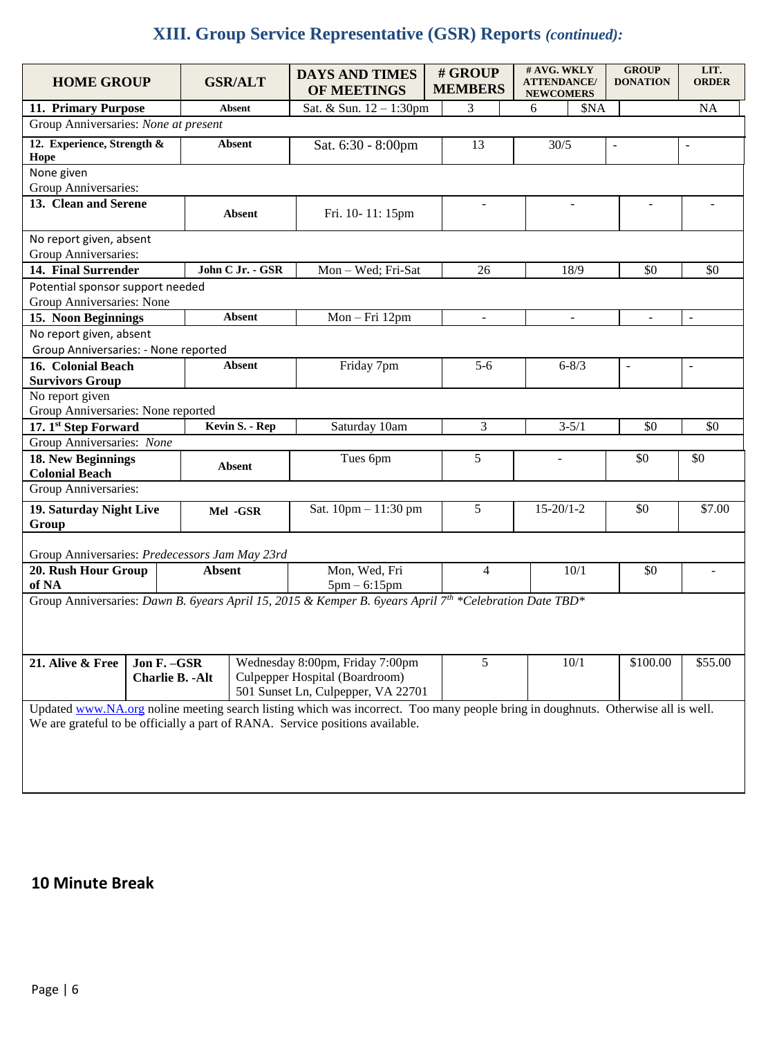## XIII. Group Service Representative (GSR) Reports *(continued):*

| HOME GROUP | GSR/ALT | DAYS AND TIMES OF MEETINGS | # GROUP MEMBERS | # AVG. WKLY ATTENDANCE/ NEWCOMERS | GROUP DONATION | LIT. ORDER |
|---|---|---|---|---|---|---|
| **11. Primary Purpose** | Absent | Sat. & Sun. 12 – 1:30pm | 3 | 6 | $NA | NA |
| Group Anniversaries: *None at present* | | | | | | |
| **12. Experience, Strength & Hope** | Absent | Sat. 6:30 - 8:00pm | 13 | 30/5 | - | - |
| None given<br>Group Anniversaries: | | | | | | |
| **13. Clean and Serene** | Absent | Fri. 10- 11: 15pm | - | - | - | - |
| No report given, absent<br>Group Anniversaries: | | | | | | |
| **14. Final Surrender** | John C Jr. - GSR | Mon – Wed; Fri-Sat | 26 | 18/9 | $0 | $0 |
| Potential sponsor support needed<br>Group Anniversaries: None | | | | | | |
| **15. Noon Beginnings** | Absent | Mon – Fri 12pm | - | - | - | - |
| No report given, absent<br>Group Anniversaries: - None reported | | | | | | |
| **16. Colonial Beach Survivors Group** | Absent | Friday 7pm | 5-6 | 6-8/3 | - | - |
| No report given<br>Group Anniversaries: None reported | | | | | | |
| **17. 1st Step Forward** | Kevin S. - Rep | Saturday 10am | 3 | 3-5/1 | $0 | $0 |
| Group Anniversaries: *None* | | | | | | |
| **18. New Beginnings Colonial Beach** | Absent | Tues 6pm | 5 | - | $0 | $0 |
| Group Anniversaries: | | | | | | |
| **19. Saturday Night Live Group** | Mel -GSR | Sat. 10pm – 11:30 pm | 5 | 15-20/1-2 | $0 | $7.00 |
| Group Anniversaries: *Predecessors Jam May 23rd* | | | | | | |
| **20. Rush Hour Group of NA** | Absent | Mon, Wed, Fri<br>5pm – 6:15pm | 4 | 10/1 | $0 | - |
| Group Anniversaries: *Dawn B. 6years April 15, 2015 & Kemper B. 6years April 7th \*Celebration Date TBD\** | | | | | | |
| **21. Alive & Free** | Jon F. –GSR<br>Charlie B. -Alt | Wednesday 8:00pm, Friday 7:00pm<br>Culpepper Hospital (Boardroom)<br>501 Sunset Ln, Culpepper, VA 22701 | 5 | 10/1 | $100.00 | $55.00 |
| Updated www.NA.org noline meeting search listing which was incorrect. Too many people bring in doughnuts. Otherwise all is well. We are grateful to be officially a part of RANA. Service positions available. | | | | | | |

## 10 Minute Break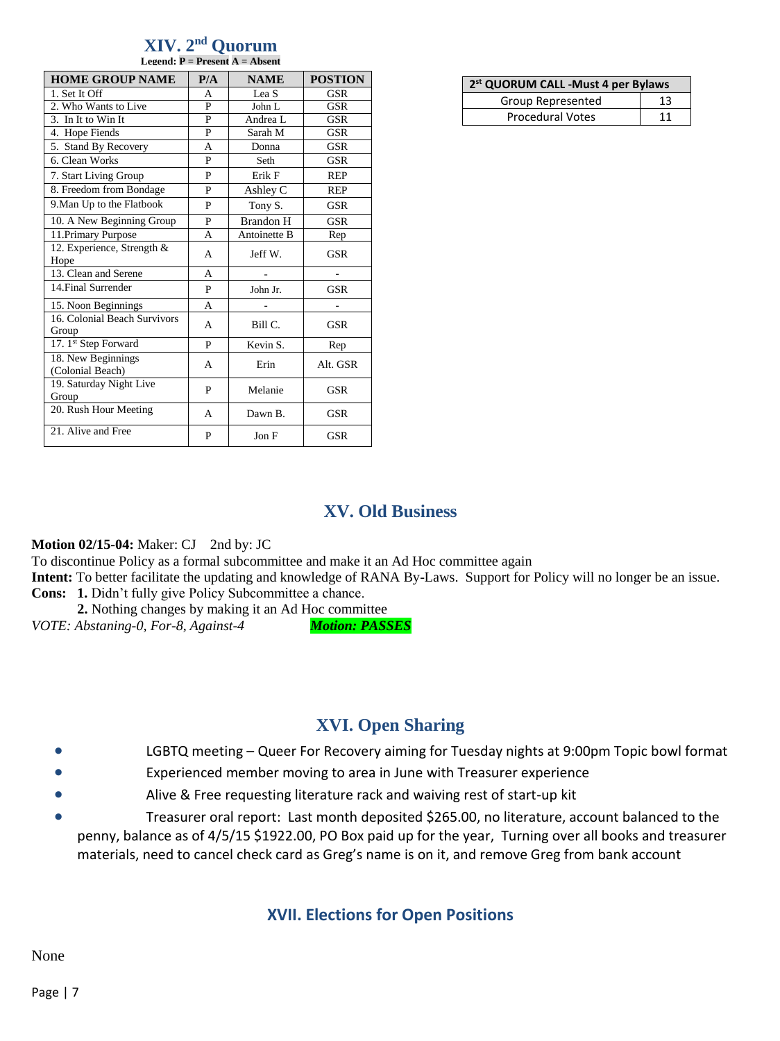## XIV. 2nd Quorum

**Legend: P = Present A = Absent**

| HOME GROUP NAME | P/A | NAME | POSTION |
|---|---|---|---|
| 1. Set It Off | A | Lea S | GSR |
| 2. Who Wants to Live | P | John L | GSR |
| 3. In It to Win It | P | Andrea L | GSR |
| 4. Hope Fiends | P | Sarah M | GSR |
| 5. Stand By Recovery | A | Donna | GSR |
| 6. Clean Works | P | Seth | GSR |
| 7. Start Living Group | P | Erik F | REP |
| 8. Freedom from Bondage | P | Ashley C | REP |
| 9.Man Up to the Flatbook | P | Tony S. | GSR |
| 10. A New Beginning Group | P | Brandon H | GSR |
| 11.Primary Purpose | A | Antoinette B | Rep |
| 12. Experience, Strength & Hope | A | Jeff W. | GSR |
| 13. Clean and Serene | A | - | - |
| 14.Final Surrender | P | John Jr. | GSR |
| 15. Noon Beginnings | A | - | - |
| 16. Colonial Beach Survivors Group | A | Bill C. | GSR |
| 17. 1st Step Forward | P | Kevin S. | Rep |
| 18. New Beginnings (Colonial Beach) | A | Erin | Alt. GSR |
| 19. Saturday Night Live Group | P | Melanie | GSR |
| 20. Rush Hour Meeting | A | Dawn B. | GSR |
| 21. Alive and Free | P | Jon F | GSR |

| 2st QUORUM CALL -Must 4 per Bylaws | |
|---|---|
| Group Represented | 13 |
| Procedural Votes | 11 |

## XV. Old Business

**Motion 02/15-04:** Maker: CJ 2nd by: JC

To discontinue Policy as a formal subcommittee and make it an Ad Hoc committee again

**Intent:** To better facilitate the updating and knowledge of RANA By-Laws. Support for Policy will no longer be an issue.

**Cons:** **1.** Didn't fully give Policy Subcommittee a chance.

**2.** Nothing changes by making it an Ad Hoc committee

*VOTE: Abstaning-0, For-8, Against-4* ***Motion: PASSES***

## XVI. Open Sharing

- LGBTQ meeting – Queer For Recovery aiming for Tuesday nights at 9:00pm Topic bowl format
- Experienced member moving to area in June with Treasurer experience
- Alive & Free requesting literature rack and waiving rest of start-up kit
- Treasurer oral report: Last month deposited $265.00, no literature, account balanced to the penny, balance as of 4/5/15 $1922.00, PO Box paid up for the year, Turning over all books and treasurer materials, need to cancel check card as Greg's name is on it, and remove Greg from bank account

## XVII. Elections for Open Positions

None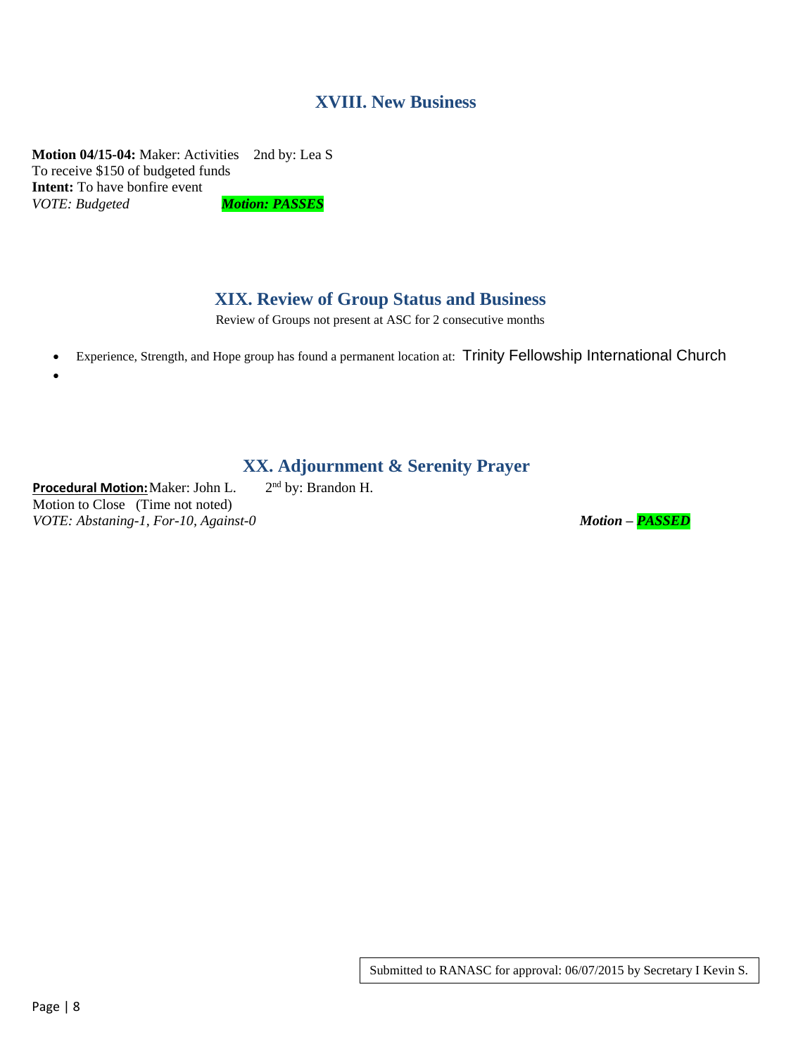## XVIII. New Business

**Motion 04/15-04:** Maker: Activities 2nd by: Lea S
To receive $150 of budgeted funds
**Intent:** To have bonfire event
*VOTE: Budgeted* ***Motion: PASSES***

## XIX. Review of Group Status and Business

Review of Groups not present at ASC for 2 consecutive months

- Experience, Strength, and Hope group has found a permanent location at: Trinity Fellowship International Church
- 

## XX. Adjournment & Serenity Prayer

**Procedural Motion:** Maker: John L. 2nd by: Brandon H.
Motion to Close (Time not noted)
*VOTE: Abstaning-1, For-10, Against-0* ***Motion – PASSED***

Submitted to RANASC for approval: 06/07/2015 by Secretary I Kevin S.